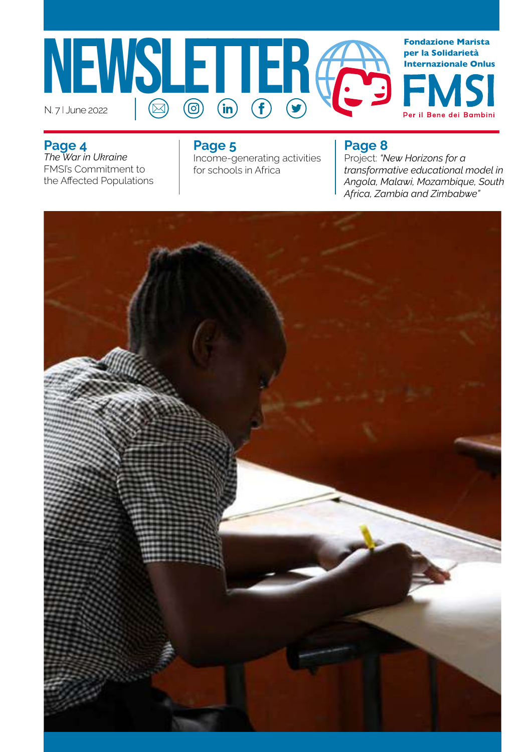# NEWSLETTER

N. 7 | June 2022

**Fondazione Marista per la Solidarietà Internazionale Onlus**

**FMSI**

Per il Bene dei Bambini

**Page 4**
*The War in Ukraine*
FMSI's Commitment to the Affected Populations

**Page 5**
Income-generating activities for schools in Africa

**Page 8**
Project: *"New Horizons for a transformative educational model in Angola, Malawi, Mozambique, South Africa, Zambia and Zimbabwe"*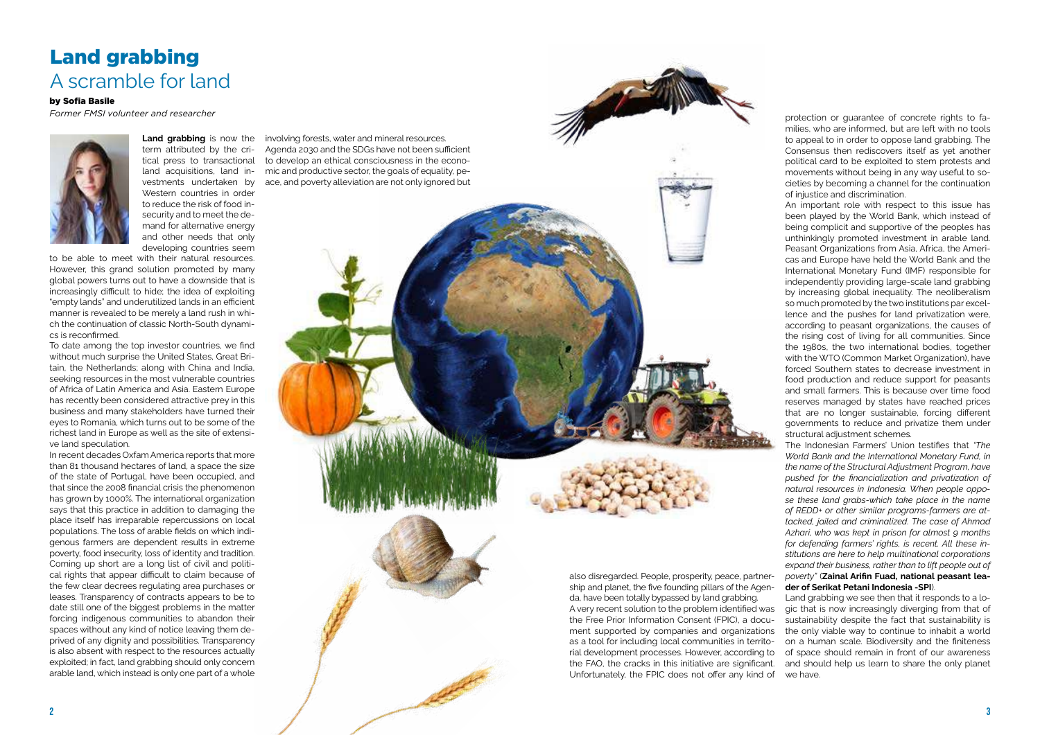# Land grabbing

## A scramble for land

**by Sofia Basile**

*Former FMSI volunteer and researcher*

**Land grabbing** is now the term attributed by the critical press to transactional land acquisitions, land investments undertaken by Western countries in order to reduce the risk of food insecurity and to meet the demand for alternative energy and other needs that only developing countries seem to be able to meet with their natural resources. However, this grand solution promoted by many global powers turns out to have a downside that is increasingly difficult to hide; the idea of exploiting "empty lands" and underutilized lands in an efficient manner is revealed to be merely a land rush in which the continuation of classic North-South dynamics is reconfirmed.

To date among the top investor countries, we find without much surprise the United States, Great Britain, the Netherlands; along with China and India, seeking resources in the most vulnerable countries of Africa of Latin America and Asia. Eastern Europe has recently been considered attractive prey in this business and many stakeholders have turned their eyes to Romania, which turns out to be some of the richest land in Europe as well as the site of extensive land speculation.

In recent decades Oxfam America reports that more than 81 thousand hectares of land, a space the size of the state of Portugal, have been occupied, and that since the 2008 financial crisis the phenomenon has grown by 1000%. The international organization says that this practice in addition to damaging the place itself has irreparable repercussions on local populations. The loss of arable fields on which indigenous farmers are dependent results in extreme poverty, food insecurity, loss of identity and tradition. Coming up short are a long list of civil and political rights that appear difficult to claim because of the few clear decrees regulating area purchases or leases. Transparency of contracts appears to be to date still one of the biggest problems in the matter forcing indigenous communities to abandon their spaces without any kind of notice leaving them deprived of any dignity and possibilities. Transparency is also absent with respect to the resources actually exploited; in fact, land grabbing should only concern arable land, which instead is only one part of a whole involving forests, water and mineral resources.

Agenda 2030 and the SDGs have not been sufficient to develop an ethical consciousness in the economic and productive sector, the goals of equality, peace, and poverty alleviation are not only ignored but also disregarded. People, prosperity, peace, partnership and planet, the five founding pillars of the Agenda, have been totally bypassed by land grabbing.

A very recent solution to the problem identified was the Free Prior Information Consent (FPIC), a document supported by companies and organizations as a tool for including local communities in territorial development processes. However, according to the FAO, the cracks in this initiative are significant. Unfortunately, the FPIC does not offer any kind of protection or guarantee of concrete rights to families, who are informed, but are left with no tools to appeal to in order to oppose land grabbing. The Consensus then rediscovers itself as yet another political card to be exploited to stem protests and movements without being in any way useful to societies by becoming a channel for the continuation of injustice and discrimination.

An important role with respect to this issue has been played by the World Bank, which instead of being complicit and supportive of the peoples has unthinkingly promoted investment in arable land. Peasant Organizations from Asia, Africa, the Americas and Europe have held the World Bank and the International Monetary Fund (IMF) responsible for independently providing large-scale land grabbing by increasing global inequality. The neoliberalism so much promoted by the two institutions par excellence and the pushes for land privatization were, according to peasant organizations, the causes of the rising cost of living for all communities. Since the 1980s, the two international bodies, together with the WTO (Common Market Organization), have forced Southern states to decrease investment in food production and reduce support for peasants and small farmers. This is because over time food reserves managed by states have reached prices that are no longer sustainable, forcing different governments to reduce and privatize them under structural adjustment schemes.

The Indonesian Farmers' Union testifies that *"The World Bank and the International Monetary Fund, in the name of the Structural Adjustment Program, have pushed for the financialization and privatization of natural resources in Indonesia. When people oppose these land grabs-which take place in the name of REDD+ or other similar programs-farmers are attacked, jailed and criminalized. The case of Ahmad Azhari, who was kept in prison for almost 9 months for defending farmers' rights, is recent. All these institutions are here to help multinational corporations expand their business, rather than to lift people out of poverty"* (**Zainal Arifin Fuad, national peasant leader of Serikat Petani Indonesia -SPI**).

Land grabbing we see then that it responds to a logic that is now increasingly diverging from that of sustainability despite the fact that sustainability is the only viable way to continue to inhabit a world on a human scale. Biodiversity and the finiteness of space should remain in front of our awareness and should help us learn to share the only planet we have.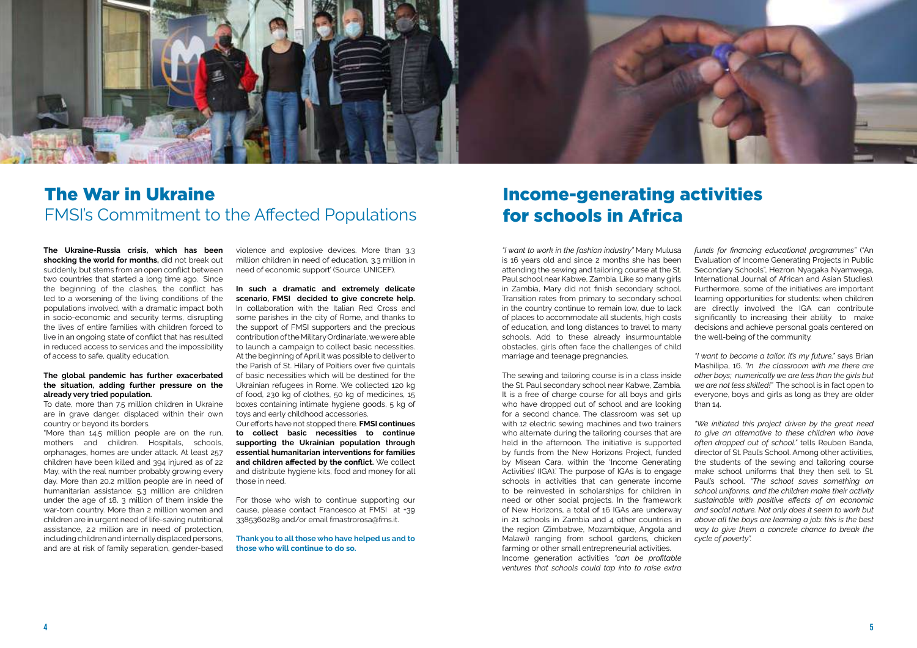# The War in Ukraine

## FMSI's Commitment to the Affected Populations

**The Ukraine-Russia crisis, which has been shocking the world for months,** did not break out suddenly, but stems from an open conflict between two countries that started a long time ago. Since the beginning of the clashes, the conflict has led to a worsening of the living conditions of the populations involved, with a dramatic impact both in socio-economic and security terms, disrupting the lives of entire families with children forced to live in an ongoing state of conflict that has resulted in reduced access to services and the impossibility of access to safe, quality education.

**The global pandemic has further exacerbated the situation, adding further pressure on the already very tried population.**

To date, more than 7.5 million children in Ukraine are in grave danger, displaced within their own country or beyond its borders.

"More than 14.5 million people are on the run, mothers and children. Hospitals, schools, orphanages, homes are under attack. At least 257 children have been killed and 394 injured as of 22 May, with the real number probably growing every day. More than 20.2 million people are in need of humanitarian assistance: 5.3 million are children under the age of 18, 3 million of them inside the war-torn country. More than 2 million women and children are in urgent need of life-saving nutritional assistance, 2.2 million are in need of protection, including children and internally displaced persons, and are at risk of family separation, gender-based violence and explosive devices. More than 3.3 million children in need of education, 3.3 million in need of economic support' (Source: UNICEF).

**In such a dramatic and extremely delicate scenario, FMSI decided to give concrete help.** In collaboration with the Italian Red Cross and some parishes in the city of Rome, and thanks to the support of FMSI supporters and the precious contribution of the Military Ordinariate, we were able to launch a campaign to collect basic necessities. At the beginning of April it was possible to deliver to the Parish of St. Hilary of Poitiers over five quintals of basic necessities which will be destined for the Ukrainian refugees in Rome. We collected 120 kg of food, 230 kg of clothes, 50 kg of medicines, 15 boxes containing intimate hygiene goods, 5 kg of toys and early childhood accessories.

Our efforts have not stopped there. **FMSI continues to collect basic necessities to continue supporting the Ukrainian population through essential humanitarian interventions for families and children affected by the conflict.** We collect and distribute hygiene kits, food and money for all those in need.

For those who wish to continue supporting our cause, please contact Francesco at FMSI at +39 3385360289 and/or email fmastrorosa@fms.it.

**Thank you to all those who have helped us and to those who will continue to do so.**

# Income-generating activities for schools in Africa

*"I want to work in the fashion industry"* Mary Mulusa is 16 years old and since 2 months she has been attending the sewing and tailoring course at the St. Paul school near Kabwe, Zambia. Like so many girls in Zambia, Mary did not finish secondary school. Transition rates from primary to secondary school in the country continue to remain low, due to lack of places to accommodate all students, high costs of education, and long distances to travel to many schools. Add to these already insurmountable obstacles, girls often face the challenges of child marriage and teenage pregnancies.

The sewing and tailoring course is in a class inside the St. Paul secondary school near Kabwe, Zambia. It is a free of charge course for all boys and girls who have dropped out of school and are looking for a second chance. The classroom was set up with 12 electric sewing machines and two trainers who alternate during the tailoring courses that are held in the afternoon. The initiative is supported by funds from the New Horizons Project, funded by Misean Cara, within the 'Income Generating Activities' (IGA).' The purpose of IGAs is to engage schools in activities that can generate income to be reinvested in scholarships for children in need or other social projects. In the framework of New Horizons, a total of 16 IGAs are underway in 21 schools in Zambia and 4 other countries in the region (Zimbabwe, Mozambique, Angola and Malawi) ranging from school gardens, chicken farming or other small entrepreneurial activities.

Income generation activities *"can be profitable ventures that schools could tap into to raise extra funds for financing educational programmes"* ("An Evaluation of Income Generating Projects in Public Secondary Schools", Hezron Nyagaka Nyamwega, International Journal of African and Asian Studies). Furthermore, some of the initiatives are important learning opportunities for students: when children are directly involved the IGA can contribute significantly to increasing their ability to make decisions and achieve personal goals centered on the well-being of the community.

*"I want to become a tailor, it's my future,"* says Brian Mashilipa, 16. *"In the classroom with me there are other boys; numerically we are less than the girls but we are not less skilled!"* The school is in fact open to everyone, boys and girls as long as they are older than 14.

*"We initiated this project driven by the great need to give an alternative to these children who have often dropped out of school."* tells Reuben Banda, director of St. Paul's School. Among other activities, the students of the sewing and tailoring course make school uniforms that they then sell to St. Paul's school. "*The school saves something on school uniforms, and the children make their activity sustainable with positive effects of an economic and social nature. Not only does it seem to work but above all the boys are learning a job: this is the best way to give them a concrete chance to break the cycle of poverty".*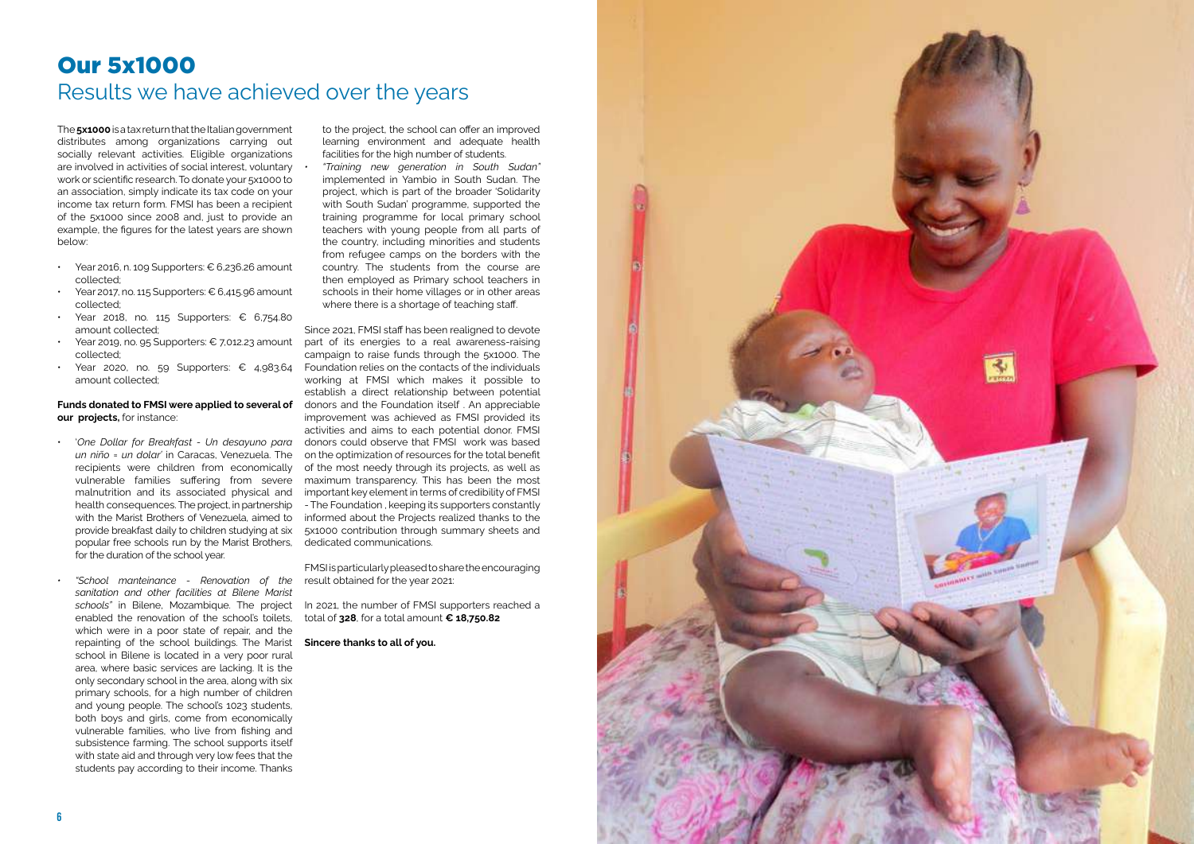# Our 5x1000

## Results we have achieved over the years

The **5x1000** is a tax return that the Italian government distributes among organizations carrying out socially relevant activities. Eligible organizations are involved in activities of social interest, voluntary work or scientific research. To donate your 5x1000 to an association, simply indicate its tax code on your income tax return form. FMSI has been a recipient of the 5x1000 since 2008 and, just to provide an example, the figures for the latest years are shown below:

- Year 2016, n. 109 Supporters: € 6,236.26 amount collected;
- Year 2017, no. 115 Supporters: € 6,415.96 amount collected;
- Year 2018, no. 115 Supporters: € 6,754.80 amount collected;
- Year 2019, no. 95 Supporters: € 7,012.23 amount collected;
- Year 2020, no. 59 Supporters: € 4,983.64 amount collected;

**Funds donated to FMSI were applied to several of our projects,** for instance:

- '*One Dollar for Breakfast - Un desayuno para un niño = un dolar*' in Caracas, Venezuela. The recipients were children from economically vulnerable families suffering from severe malnutrition and its associated physical and health consequences. The project, in partnership with the Marist Brothers of Venezuela, aimed to provide breakfast daily to children studying at six popular free schools run by the Marist Brothers, for the duration of the school year.
- *"School manteinance - Renovation of the sanitation and other facilities at Bilene Marist schools"* in Bilene, Mozambique. The project enabled the renovation of the school's toilets, which were in a poor state of repair, and the repainting of the school buildings. The Marist school in Bilene is located in a very poor rural area, where basic services are lacking. It is the only secondary school in the area, along with six primary schools, for a high number of children and young people. The school's 1023 students, both boys and girls, come from economically vulnerable families, who live from fishing and subsistence farming. The school supports itself with state aid and through very low fees that the students pay according to their income. Thanks to the project, the school can offer an improved learning environment and adequate health facilities for the high number of students.
- *"Training new generation in South Sudan"* implemented in Yambio in South Sudan. The project, which is part of the broader 'Solidarity with South Sudan' programme, supported the training programme for local primary school teachers with young people from all parts of the country, including minorities and students from refugee camps on the borders with the country. The students from the course are then employed as Primary school teachers in schools in their home villages or in other areas where there is a shortage of teaching staff.

Since 2021, FMSI staff has been realigned to devote part of its energies to a real awareness-raising campaign to raise funds through the 5x1000. The Foundation relies on the contacts of the individuals working at FMSI which makes it possible to establish a direct relationship between potential donors and the Foundation itself . An appreciable improvement was achieved as FMSI provided its activities and aims to each potential donor. FMSI donors could observe that FMSI work was based on the optimization of resources for the total benefit of the most needy through its projects, as well as maximum transparency. This has been the most important key element in terms of credibility of FMSI - The Foundation , keeping its supporters constantly informed about the Projects realized thanks to the 5x1000 contribution through summary sheets and dedicated communications.

FMSI is particularly pleased to share the encouraging result obtained for the year 2021:

In 2021, the number of FMSI supporters reached a total of **328**, for a total amount **€ 18,750.82**

**Sincere thanks to all of you.**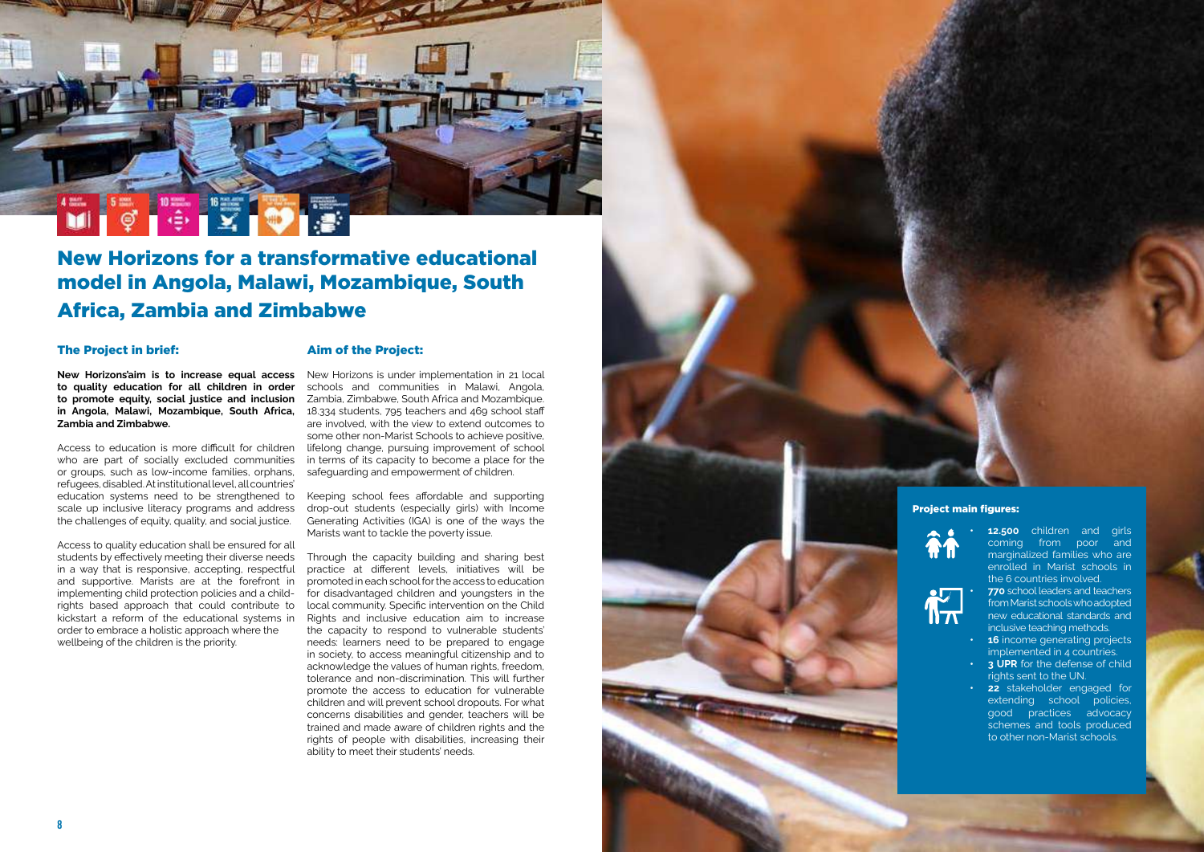# New Horizons for a transformative educational model in Angola, Malawi, Mozambique, South Africa, Zambia and Zimbabwe

## The Project in brief:

**New Horizons'aim is to increase equal access to quality education for all children in order to promote equity, social justice and inclusion in Angola, Malawi, Mozambique, South Africa, Zambia and Zimbabwe.**

Access to education is more difficult for children who are part of socially excluded communities or groups, such as low-income families, orphans, refugees, disabled. At institutional level, all countries' education systems need to be strengthened to scale up inclusive literacy programs and address the challenges of equity, quality, and social justice.

Access to quality education shall be ensured for all students by effectively meeting their diverse needs in a way that is responsive, accepting, respectful and supportive. Marists are at the forefront in implementing child protection policies and a child-rights based approach that could contribute to kickstart a reform of the educational systems in order to embrace a holistic approach where the wellbeing of the children is the priority.

## Aim of the Project:

New Horizons is under implementation in 21 local schools and communities in Malawi, Angola, Zambia, Zimbabwe, South Africa and Mozambique. 18.334 students, 795 teachers and 469 school staff are involved, with the view to extend outcomes to some other non-Marist Schools to achieve positive, lifelong change, pursuing improvement of school in terms of its capacity to become a place for the safeguarding and empowerment of children.

Keeping school fees affordable and supporting drop-out students (especially girls) with Income Generating Activities (IGA) is one of the ways the Marists want to tackle the poverty issue.

Through the capacity building and sharing best practice at different levels, initiatives will be promoted in each school for the access to education for disadvantaged children and youngsters in the local community. Specific intervention on the Child Rights and inclusive education aim to increase the capacity to respond to vulnerable students' needs: learners need to be prepared to engage in society, to access meaningful citizenship and to acknowledge the values of human rights, freedom, tolerance and non-discrimination. This will further promote the access to education for vulnerable children and will prevent school dropouts. For what concerns disabilities and gender, teachers will be trained and made aware of children rights and the rights of people with disabilities, increasing their ability to meet their students' needs.

### Project main figures:

- **12.500** children and girls coming from poor and marginalized families who are enrolled in Marist schools in the 6 countries involved.
- **770** school leaders and teachers from Marist schools who adopted new educational standards and inclusive teaching methods.
- **16** income generating projects implemented in 4 countries.
- **3 UPR** for the defense of child rights sent to the UN.
- **22** stakeholder engaged for extending school policies, good practices advocacy schemes and tools produced to other non-Marist schools.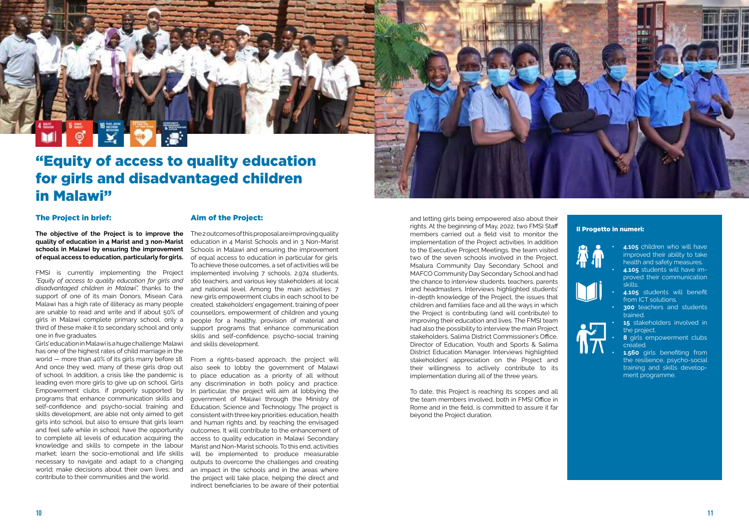# "Equity of access to quality education for girls and disadvantaged children in Malawi"

### The Project in brief:

**The objective of the Project is to improve the quality of education in 4 Marist and 3 non-Marist schools in Malawi by ensuring the improvement of equal access to education, particularly for girls.**

FMSI is currently implementing the Project *"Equity of access to quality education for girls and disadvantaged children in Malawi"*, thanks to the support of one of its main Donors, Misean Cara. Malawi has a high rate of illiteracy as many people are unable to read and write and if about 50% of girls in Malawi complete primary school, only a third of these make it to secondary school and only one in five graduates.

Girls' education in Malawi is a huge challenge: Malawi has one of the highest rates of child marriage in the world — more than 40% of its girls marry before 18. And once they wed, many of these girls drop out of school. In addition, a crisis like the pandemic is leading even more girls to give up on school. Girls Empowerment clubs, if properly supported by programs that enhance communication skills and self-confidence and psycho-social training and skills development, are able not only aimed to get girls into school, but also to ensure that girls learn and feel safe while in school; have the opportunity to complete all levels of education acquiring the knowledge and skills to compete in the labour market; learn the socio-emotional and life skills necessary to navigate and adapt to a changing world; make decisions about their own lives; and contribute to their communities and the world.

### Aim of the Project:

The 2 outcomes of this proposal are improving quality education in 4 Marist Schools and in 3 Non-Marist Schools in Malawi and ensuring the improvement of equal access to education in particular for girls. To achieve these outcomes, a set of activities will be implemented involving 7 schools, 2.974 students, 160 teachers, and various key stakeholders at local and national level. Among the main activities: 7 new girls empowerment clubs in each school to be created, stakeholders' engagement, training of peer counsellors, empowerment of children and young people for a healthy, provision of material and support programs that enhance communication skills and self-confidence, psycho-social training and skills development.

From a rights-based approach, the project will also seek to lobby the government of Malawi to place education as a priority of all without any discrimination in both policy and practice. In particular, the project will aim at lobbying the government of Malawi through the Ministry of Education, Science and Technology. The project is consistent with three key priorities: education, health and human rights and, by reaching the envisaged outcomes. It will contribute to the enhancement of access to quality education in Malawi Secondary Marist and Non-Marist schools. To this end, activities will be implemented to produce measurable outputs to overcome the challenges and creating an impact in the schools and in the areas where the project will take place, helping the direct and indirect beneficiaries to be aware of their potential and letting girls being empowered also about their rights. At the beginning of May, 2022, two FMSI Staff members carried out a field visit to monitor the implementation of the Project activities. In addition to the Executive Project Meetings, the team visited two of the seven schools involved in the Project, Msalura Community Day Secondary School and MAFCO Community Day Secondary School and had the chance to interview students, teachers, parents and headmasters. Interviews highlighted students' in-depth knowledge of the Project, the issues that children and families face and all the ways in which the Project is contributing (and will contribute) to improving their education and lives. The FMSI team had also the possibility to interview the main Project stakeholders, Salima District Commissioner's Office, Director of Education, Youth and Sports & Salima District Education Manager. Interviews highlighted stakeholders' appreciation on the Project and their willingness to actively contribute to its implementation during all of the three years.

To date, this Project is reaching its scopes and all the team members involved, both in FMSI Office in Rome and in the field, is committed to assure it far beyond the Project duration.

#### Il Progetto in numeri:

- **4.105** children who will have improved their ability to take health and safety measures.
- **4.105** students will have improved their communication skills.
- **4.105** students will benefit from ICT solutions.
- **300** teachers and students trained.
- **15** stakeholders involved in the project.
- **8** girls empowerment clubs created.
- **1.560** girls benefiting from the resilience, psycho-social training and skills development programme.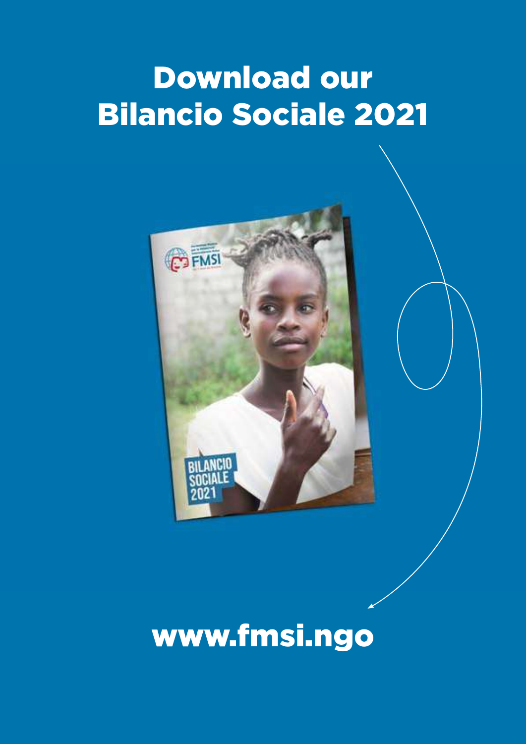# Download our Bilancio Sociale 2021

www.fmsi.ngo